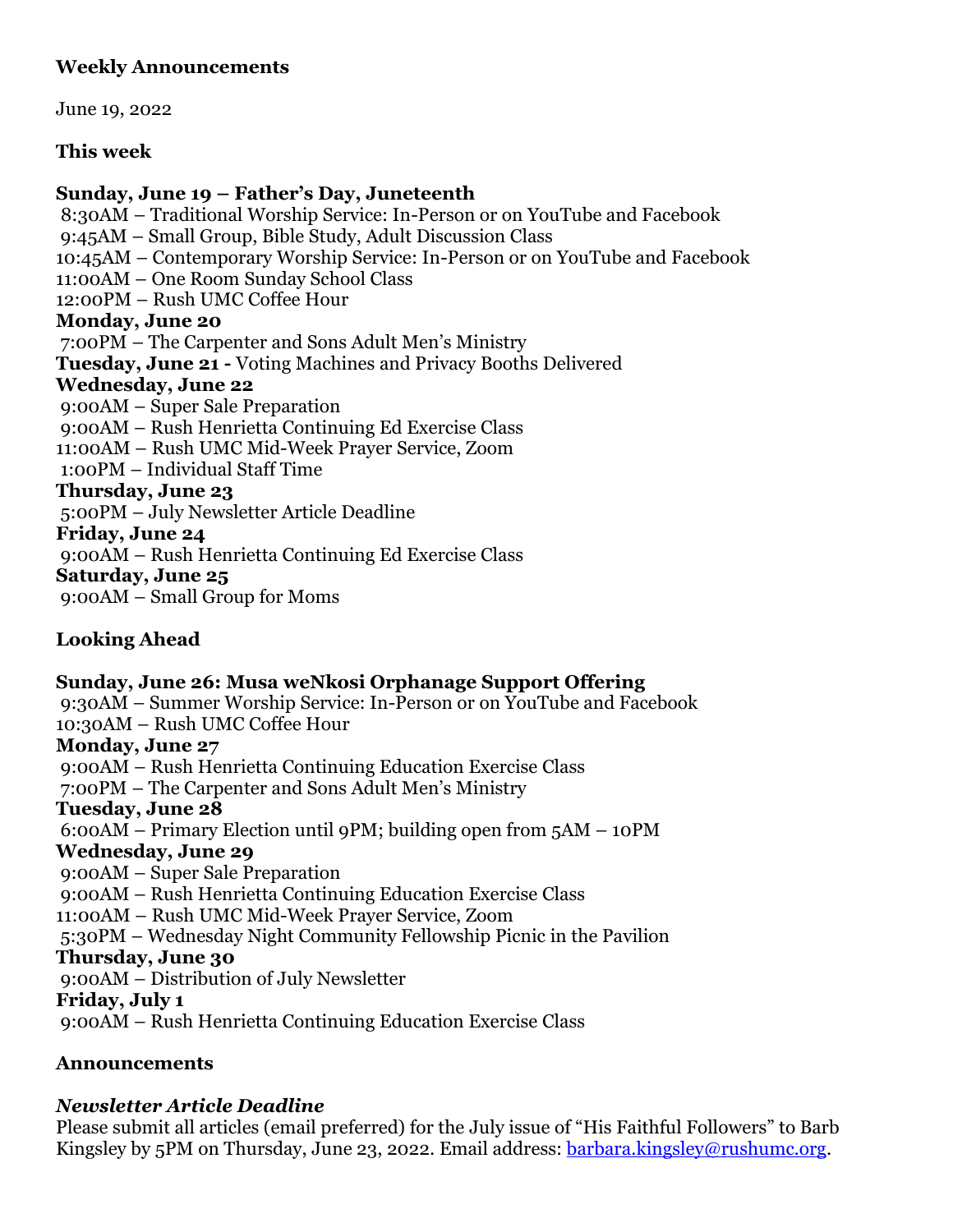**Weekly Announcements**

June 19, 2022

**This week**

**Sunday, June 19 – Father's Day, Juneteenth**
8:30AM – Traditional Worship Service: In-Person or on YouTube and Facebook
9:45AM – Small Group, Bible Study, Adult Discussion Class
10:45AM – Contemporary Worship Service: In-Person or on YouTube and Facebook
11:00AM – One Room Sunday School Class
12:00PM – Rush UMC Coffee Hour
**Monday, June 20**
7:00PM – The Carpenter and Sons Adult Men's Ministry
**Tuesday, June 21 -** Voting Machines and Privacy Booths Delivered
**Wednesday, June 22**
9:00AM – Super Sale Preparation
9:00AM – Rush Henrietta Continuing Ed Exercise Class
11:00AM – Rush UMC Mid-Week Prayer Service, Zoom
1:00PM – Individual Staff Time
**Thursday, June 23**
5:00PM – July Newsletter Article Deadline
**Friday, June 24**
9:00AM – Rush Henrietta Continuing Ed Exercise Class
**Saturday, June 25**
9:00AM – Small Group for Moms

**Looking Ahead**

**Sunday, June 26: Musa weNkosi Orphanage Support Offering**
9:30AM – Summer Worship Service: In-Person or on YouTube and Facebook
10:30AM – Rush UMC Coffee Hour
**Monday, June 27**
9:00AM – Rush Henrietta Continuing Education Exercise Class
7:00PM – The Carpenter and Sons Adult Men's Ministry
**Tuesday, June 28**
6:00AM – Primary Election until 9PM; building open from 5AM – 10PM
**Wednesday, June 29**
9:00AM – Super Sale Preparation
9:00AM – Rush Henrietta Continuing Education Exercise Class
11:00AM – Rush UMC Mid-Week Prayer Service, Zoom
5:30PM – Wednesday Night Community Fellowship Picnic in the Pavilion
**Thursday, June 30**
9:00AM – Distribution of July Newsletter
**Friday, July 1**
9:00AM – Rush Henrietta Continuing Education Exercise Class

**Announcements**

***Newsletter Article Deadline***
Please submit all articles (email preferred) for the July issue of "His Faithful Followers" to Barb Kingsley by 5PM on Thursday, June 23, 2022. Email address: barbara.kingsley@rushumc.org.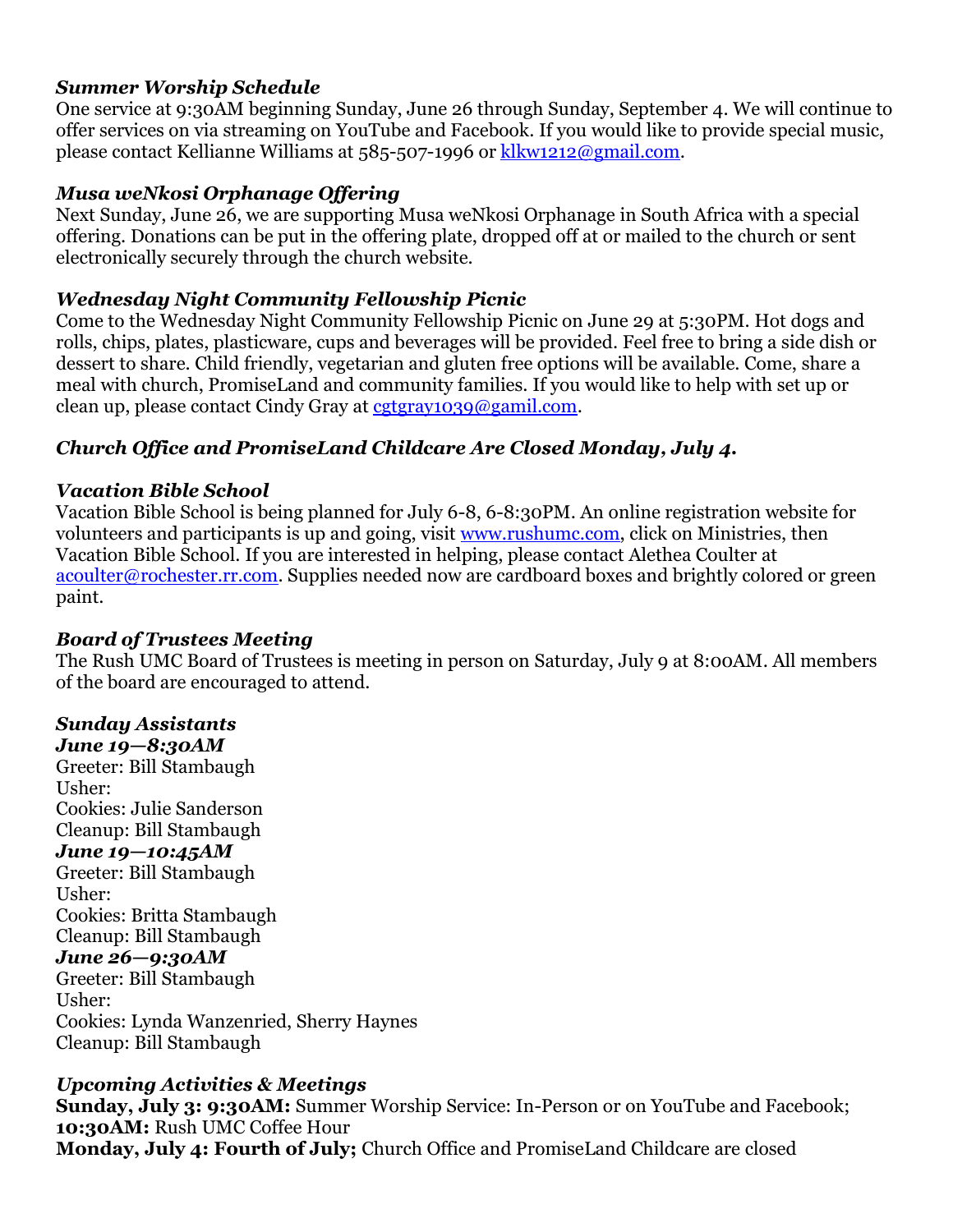### *Summer Worship Schedule*

One service at 9:30AM beginning Sunday, June 26 through Sunday, September 4. We will continue to offer services on via streaming on YouTube and Facebook. If you would like to provide special music, please contact Kellianne Williams at 585-507-1996 or [klkw1212@gmail.com](mailto:klkw1212@gmail.com).

### *Musa weNkosi Orphanage Offering*

Next Sunday, June 26, we are supporting Musa weNkosi Orphanage in South Africa with a special offering. Donations can be put in the offering plate, dropped off at or mailed to the church or sent electronically securely through the church website.

### *Wednesday Night Community Fellowship Picnic*

Come to the Wednesday Night Community Fellowship Picnic on June 29 at 5:30PM. Hot dogs and rolls, chips, plates, plasticware, cups and beverages will be provided. Feel free to bring a side dish or dessert to share. Child friendly, vegetarian and gluten free options will be available. Come, share a meal with church, PromiseLand and community families. If you would like to help with set up or clean up, please contact Cindy Gray at [cgtgray1039@gamil.com](mailto:cgtgray1039@gamil.com).

### *Church Office and PromiseLand Childcare Are Closed Monday, July 4.*

### *Vacation Bible School*

Vacation Bible School is being planned for July 6-8, 6-8:30PM. An online registration website for volunteers and participants is up and going, visit [www.rushumc.com](http://www.rushumc.com), click on Ministries, then Vacation Bible School. If you are interested in helping, please contact Alethea Coulter at [acoulter@rochester.rr.com](mailto:acoulter@rochester.rr.com). Supplies needed now are cardboard boxes and brightly colored or green paint.

### *Board of Trustees Meeting*

The Rush UMC Board of Trustees is meeting in person on Saturday, July 9 at 8:00AM. All members of the board are encouraged to attend.

### *Sunday Assistants*

***June 19—8:30AM***
Greeter: Bill Stambaugh
Usher:
Cookies: Julie Sanderson
Cleanup: Bill Stambaugh

***June 19—10:45AM***
Greeter: Bill Stambaugh
Usher:
Cookies: Britta Stambaugh
Cleanup: Bill Stambaugh

***June 26—9:30AM***
Greeter: Bill Stambaugh
Usher:
Cookies: Lynda Wanzenried, Sherry Haynes
Cleanup: Bill Stambaugh

### *Upcoming Activities & Meetings*

**Sunday, July 3: 9:30AM:** Summer Worship Service: In-Person or on YouTube and Facebook; **10:30AM:** Rush UMC Coffee Hour
**Monday, July 4: Fourth of July;** Church Office and PromiseLand Childcare are closed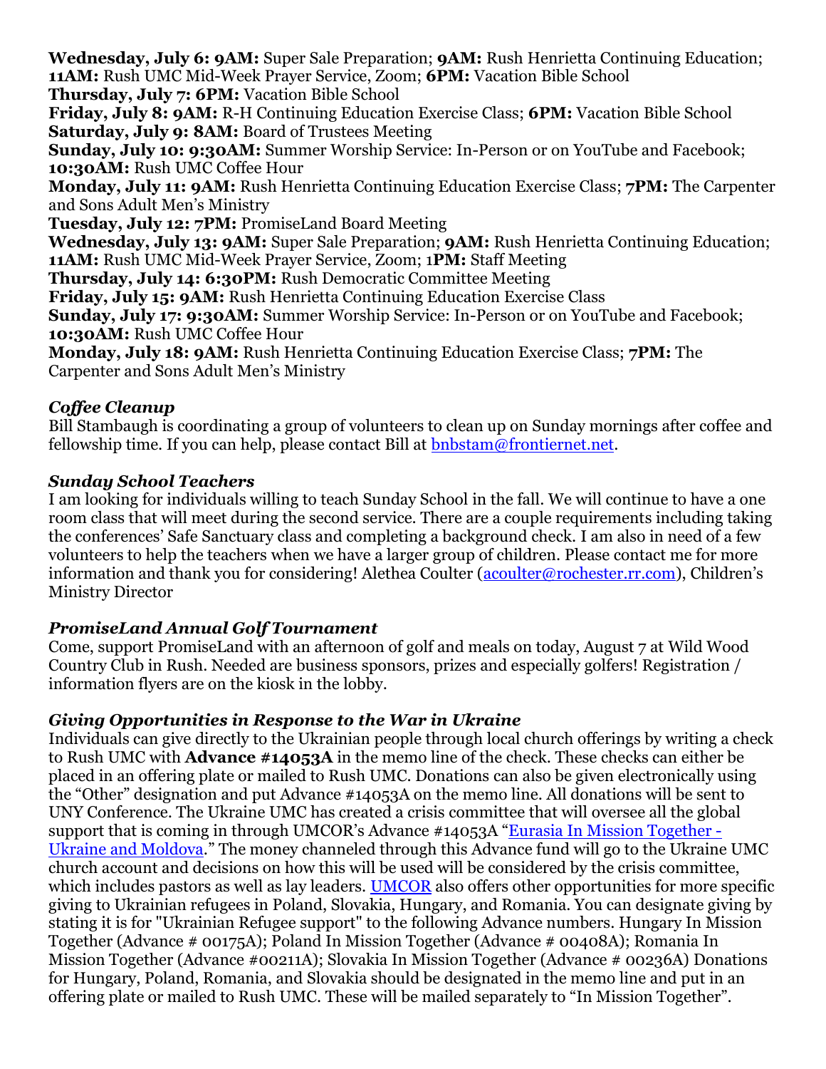**Wednesday, July 6: 9AM:** Super Sale Preparation; **9AM:** Rush Henrietta Continuing Education; **11AM:** Rush UMC Mid-Week Prayer Service, Zoom; **6PM:** Vacation Bible School
**Thursday, July 7: 6PM:** Vacation Bible School
**Friday, July 8: 9AM:** R-H Continuing Education Exercise Class; **6PM:** Vacation Bible School
**Saturday, July 9: 8AM:** Board of Trustees Meeting
**Sunday, July 10: 9:30AM:** Summer Worship Service: In-Person or on YouTube and Facebook; **10:30AM:** Rush UMC Coffee Hour
**Monday, July 11: 9AM:** Rush Henrietta Continuing Education Exercise Class; **7PM:** The Carpenter and Sons Adult Men's Ministry
**Tuesday, July 12: 7PM:** PromiseLand Board Meeting
**Wednesday, July 13: 9AM:** Super Sale Preparation; **9AM:** Rush Henrietta Continuing Education; **11AM:** Rush UMC Mid-Week Prayer Service, Zoom; 1**PM:** Staff Meeting
**Thursday, July 14: 6:30PM:** Rush Democratic Committee Meeting
**Friday, July 15: 9AM:** Rush Henrietta Continuing Education Exercise Class
**Sunday, July 17: 9:30AM:** Summer Worship Service: In-Person or on YouTube and Facebook; **10:30AM:** Rush UMC Coffee Hour
**Monday, July 18: 9AM:** Rush Henrietta Continuing Education Exercise Class; **7PM:** The Carpenter and Sons Adult Men's Ministry

### *Coffee Cleanup*

Bill Stambaugh is coordinating a group of volunteers to clean up on Sunday mornings after coffee and fellowship time. If you can help, please contact Bill at bnbstam@frontiernet.net.

### *Sunday School Teachers*

I am looking for individuals willing to teach Sunday School in the fall. We will continue to have a one room class that will meet during the second service. There are a couple requirements including taking the conferences' Safe Sanctuary class and completing a background check. I am also in need of a few volunteers to help the teachers when we have a larger group of children. Please contact me for more information and thank you for considering! Alethea Coulter (acoulter@rochester.rr.com), Children's Ministry Director

### *PromiseLand Annual Golf Tournament*

Come, support PromiseLand with an afternoon of golf and meals on today, August 7 at Wild Wood Country Club in Rush. Needed are business sponsors, prizes and especially golfers! Registration / information flyers are on the kiosk in the lobby.

### *Giving Opportunities in Response to the War in Ukraine*

Individuals can give directly to the Ukrainian people through local church offerings by writing a check to Rush UMC with **Advance #14053A** in the memo line of the check. These checks can either be placed in an offering plate or mailed to Rush UMC. Donations can also be given electronically using the "Other" designation and put Advance #14053A on the memo line. All donations will be sent to UNY Conference. The Ukraine UMC has created a crisis committee that will oversee all the global support that is coming in through UMCOR's Advance #14053A "Eurasia In Mission Together - Ukraine and Moldova." The money channeled through this Advance fund will go to the Ukraine UMC church account and decisions on how this will be used will be considered by the crisis committee, which includes pastors as well as lay leaders. UMCOR also offers other opportunities for more specific giving to Ukrainian refugees in Poland, Slovakia, Hungary, and Romania. You can designate giving by stating it is for "Ukrainian Refugee support" to the following Advance numbers. Hungary In Mission Together (Advance # 00175A); Poland In Mission Together (Advance # 00408A); Romania In Mission Together (Advance #00211A); Slovakia In Mission Together (Advance # 00236A) Donations for Hungary, Poland, Romania, and Slovakia should be designated in the memo line and put in an offering plate or mailed to Rush UMC. These will be mailed separately to "In Mission Together".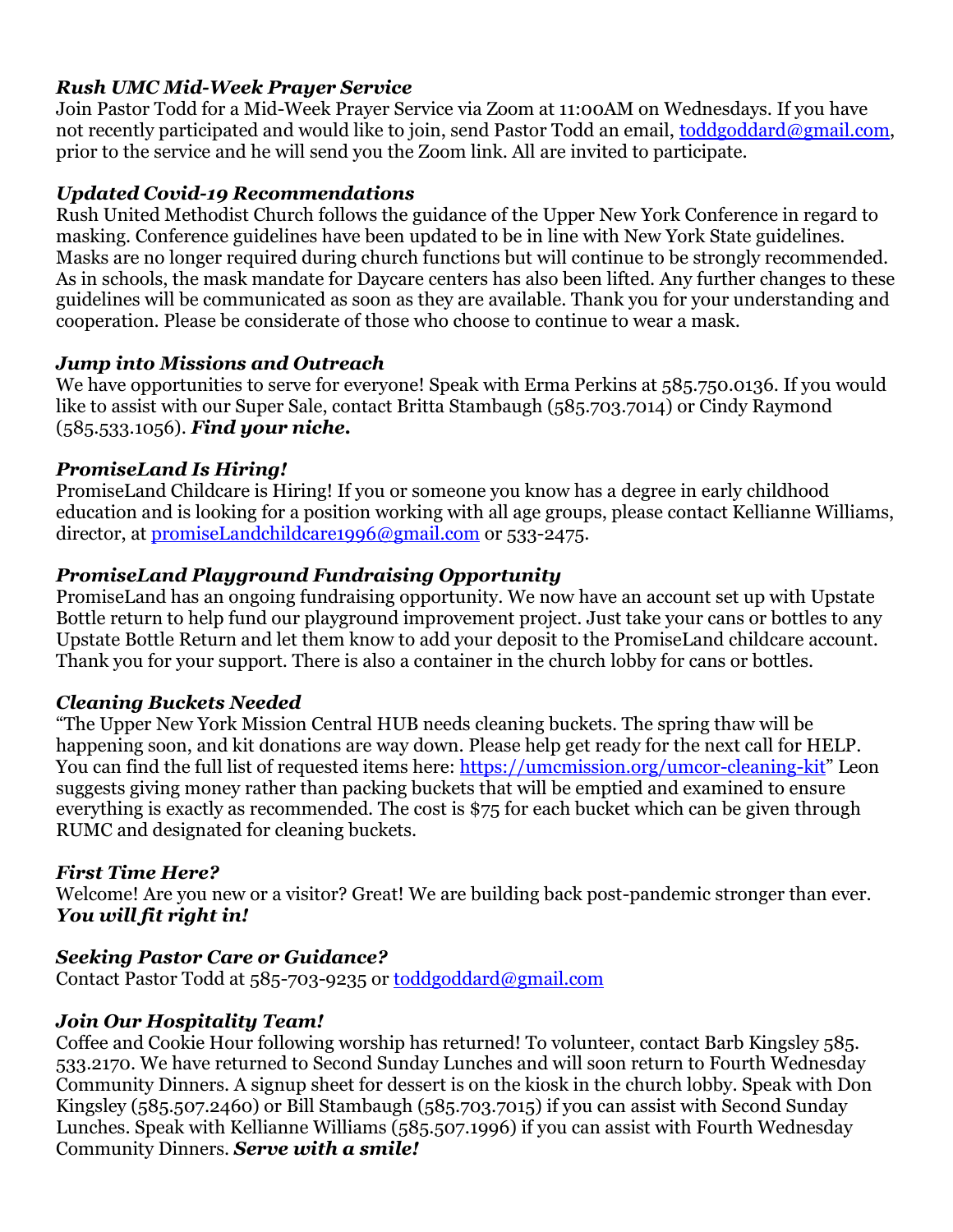### *Rush UMC Mid-Week Prayer Service*

Join Pastor Todd for a Mid-Week Prayer Service via Zoom at 11:00AM on Wednesdays. If you have not recently participated and would like to join, send Pastor Todd an email, toddgoddard@gmail.com, prior to the service and he will send you the Zoom link. All are invited to participate.

### *Updated Covid-19 Recommendations*

Rush United Methodist Church follows the guidance of the Upper New York Conference in regard to masking. Conference guidelines have been updated to be in line with New York State guidelines. Masks are no longer required during church functions but will continue to be strongly recommended. As in schools, the mask mandate for Daycare centers has also been lifted. Any further changes to these guidelines will be communicated as soon as they are available. Thank you for your understanding and cooperation. Please be considerate of those who choose to continue to wear a mask.

### *Jump into Missions and Outreach*

We have opportunities to serve for everyone! Speak with Erma Perkins at 585.750.0136. If you would like to assist with our Super Sale, contact Britta Stambaugh (585.703.7014) or Cindy Raymond (585.533.1056). ***Find your niche.***

### *PromiseLand Is Hiring!*

PromiseLand Childcare is Hiring! If you or someone you know has a degree in early childhood education and is looking for a position working with all age groups, please contact Kellianne Williams, director, at promiseLandchildcare1996@gmail.com or 533-2475.

### *PromiseLand Playground Fundraising Opportunity*

PromiseLand has an ongoing fundraising opportunity. We now have an account set up with Upstate Bottle return to help fund our playground improvement project. Just take your cans or bottles to any Upstate Bottle Return and let them know to add your deposit to the PromiseLand childcare account. Thank you for your support. There is also a container in the church lobby for cans or bottles.

### *Cleaning Buckets Needed*

"The Upper New York Mission Central HUB needs cleaning buckets. The spring thaw will be happening soon, and kit donations are way down. Please help get ready for the next call for HELP. You can find the full list of requested items here: https://umcmission.org/umcor-cleaning-kit" Leon suggests giving money rather than packing buckets that will be emptied and examined to ensure everything is exactly as recommended. The cost is $75 for each bucket which can be given through RUMC and designated for cleaning buckets.

### *First Time Here?*

Welcome! Are you new or a visitor? Great! We are building back post-pandemic stronger than ever. ***You will fit right in!***

### *Seeking Pastor Care or Guidance?*

Contact Pastor Todd at 585-703-9235 or toddgoddard@gmail.com

### *Join Our Hospitality Team!*

Coffee and Cookie Hour following worship has returned! To volunteer, contact Barb Kingsley 585. 533.2170. We have returned to Second Sunday Lunches and will soon return to Fourth Wednesday Community Dinners. A signup sheet for dessert is on the kiosk in the church lobby. Speak with Don Kingsley (585.507.2460) or Bill Stambaugh (585.703.7015) if you can assist with Second Sunday Lunches. Speak with Kellianne Williams (585.507.1996) if you can assist with Fourth Wednesday Community Dinners. ***Serve with a smile!***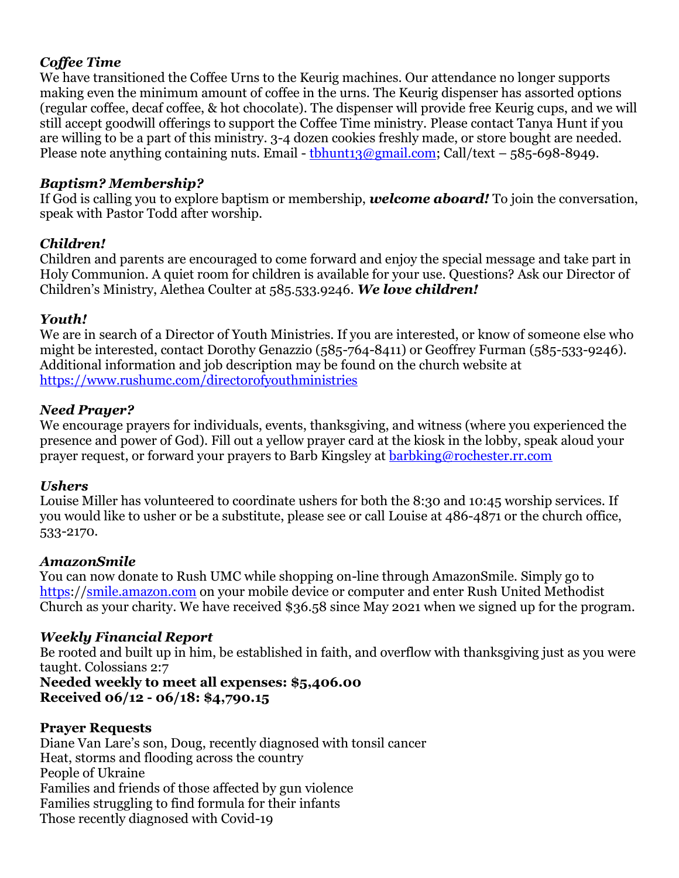### *Coffee Time*

We have transitioned the Coffee Urns to the Keurig machines. Our attendance no longer supports making even the minimum amount of coffee in the urns. The Keurig dispenser has assorted options (regular coffee, decaf coffee, & hot chocolate). The dispenser will provide free Keurig cups, and we will still accept goodwill offerings to support the Coffee Time ministry. Please contact Tanya Hunt if you are willing to be a part of this ministry. 3-4 dozen cookies freshly made, or store bought are needed. Please note anything containing nuts. Email - [tbhunt13@gmail.com](mailto:tbhunt13@gmail.com); Call/text – 585-698-8949.

### *Baptism? Membership?*

If God is calling you to explore baptism or membership, ***welcome aboard!*** To join the conversation, speak with Pastor Todd after worship.

### *Children!*

Children and parents are encouraged to come forward and enjoy the special message and take part in Holy Communion. A quiet room for children is available for your use. Questions? Ask our Director of Children's Ministry, Alethea Coulter at 585.533.9246. ***We love children!***

### *Youth!*

We are in search of a Director of Youth Ministries. If you are interested, or know of someone else who might be interested, contact Dorothy Genazzio (585-764-8411) or Geoffrey Furman (585-533-9246). Additional information and job description may be found on the church website at [https://www.rushumc.com/directorofyouthministries](https://www.rushumc.com/directorofyouthministries)

### *Need Prayer?*

We encourage prayers for individuals, events, thanksgiving, and witness (where you experienced the presence and power of God). Fill out a yellow prayer card at the kiosk in the lobby, speak aloud your prayer request, or forward your prayers to Barb Kingsley at [barbking@rochester.rr.com](mailto:barbking@rochester.rr.com)

### *Ushers*

Louise Miller has volunteered to coordinate ushers for both the 8:30 and 10:45 worship services. If you would like to usher or be a substitute, please see or call Louise at 486-4871 or the church office, 533-2170.

### *AmazonSmile*

You can now donate to Rush UMC while shopping on-line through AmazonSmile. Simply go to [https://smile.amazon.com](https://smile.amazon.com) on your mobile device or computer and enter Rush United Methodist Church as your charity. We have received $36.58 since May 2021 when we signed up for the program.

### *Weekly Financial Report*

Be rooted and built up in him, be established in faith, and overflow with thanksgiving just as you were taught. Colossians 2:7

**Needed weekly to meet all expenses: $5,406.00**
**Received 06/12 - 06/18: $4,790.15**

### **Prayer Requests**

Diane Van Lare's son, Doug, recently diagnosed with tonsil cancer
Heat, storms and flooding across the country
People of Ukraine
Families and friends of those affected by gun violence
Families struggling to find formula for their infants
Those recently diagnosed with Covid-19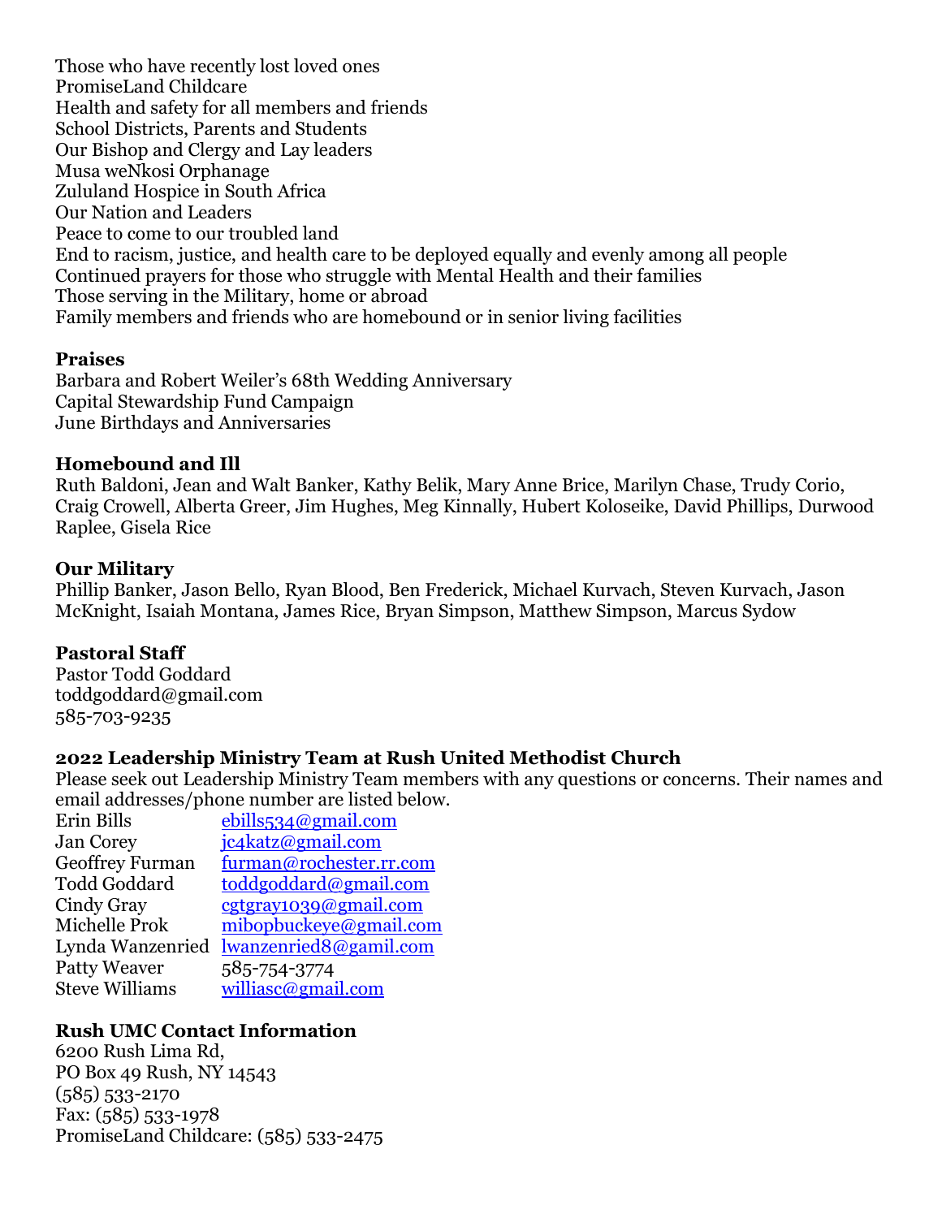Those who have recently lost loved ones
PromiseLand Childcare
Health and safety for all members and friends
School Districts, Parents and Students
Our Bishop and Clergy and Lay leaders
Musa weNkosi Orphanage
Zululand Hospice in South Africa
Our Nation and Leaders
Peace to come to our troubled land
End to racism, justice, and health care to be deployed equally and evenly among all people
Continued prayers for those who struggle with Mental Health and their families
Those serving in the Military, home or abroad
Family members and friends who are homebound or in senior living facilities

**Praises**
Barbara and Robert Weiler's 68th Wedding Anniversary
Capital Stewardship Fund Campaign
June Birthdays and Anniversaries

**Homebound and Ill**
Ruth Baldoni, Jean and Walt Banker, Kathy Belik, Mary Anne Brice, Marilyn Chase, Trudy Corio, Craig Crowell, Alberta Greer, Jim Hughes, Meg Kinnally, Hubert Koloseike, David Phillips, Durwood Raplee, Gisela Rice

**Our Military**
Phillip Banker, Jason Bello, Ryan Blood, Ben Frederick, Michael Kurvach, Steven Kurvach, Jason McKnight, Isaiah Montana, James Rice, Bryan Simpson, Matthew Simpson, Marcus Sydow

**Pastoral Staff**
Pastor Todd Goddard
toddgoddard@gmail.com
585-703-9235

**2022 Leadership Ministry Team at Rush United Methodist Church**
Please seek out Leadership Ministry Team members with any questions or concerns. Their names and email addresses/phone number are listed below.

| | |
|---|---|
| Erin Bills | ebills534@gmail.com |
| Jan Corey | jc4katz@gmail.com |
| Geoffrey Furman | furman@rochester.rr.com |
| Todd Goddard | toddgoddard@gmail.com |
| Cindy Gray | cgtgray1039@gmail.com |
| Michelle Prok | mibopbuckeye@gmail.com |
| Lynda Wanzenried | lwanzenried8@gamil.com |
| Patty Weaver | 585-754-3774 |
| Steve Williams | williasc@gmail.com |

**Rush UMC Contact Information**
6200 Rush Lima Rd,
PO Box 49 Rush, NY 14543
(585) 533-2170
Fax: (585) 533-1978
PromiseLand Childcare: (585) 533-2475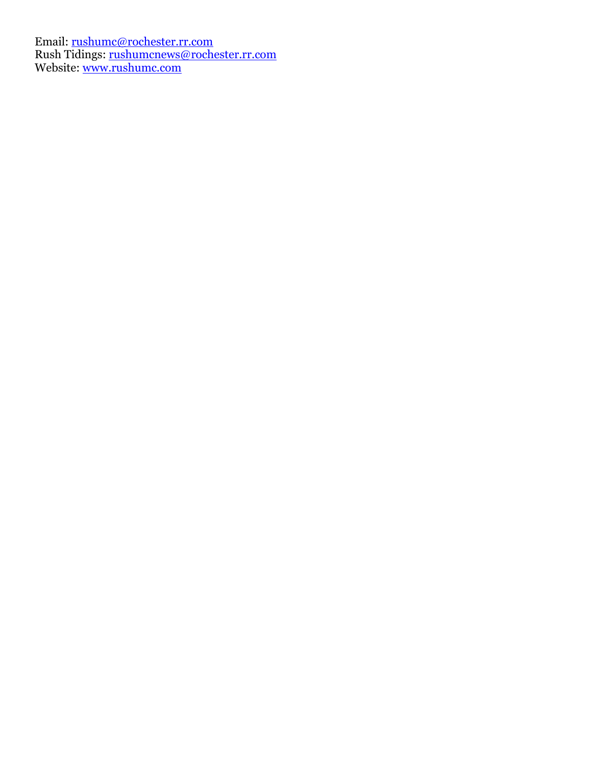Email: rushumc@rochester.rr.com
Rush Tidings: rushumcnews@rochester.rr.com
Website: www.rushumc.com